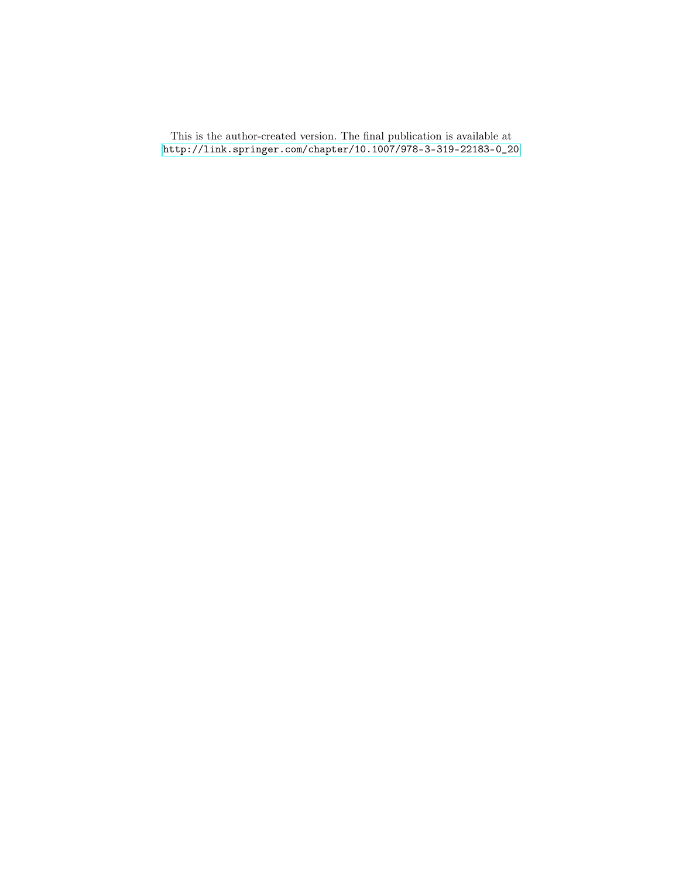This is the author-created version. The final publication is available at
http://link.springer.com/chapter/10.1007/978-3-319-22183-0_20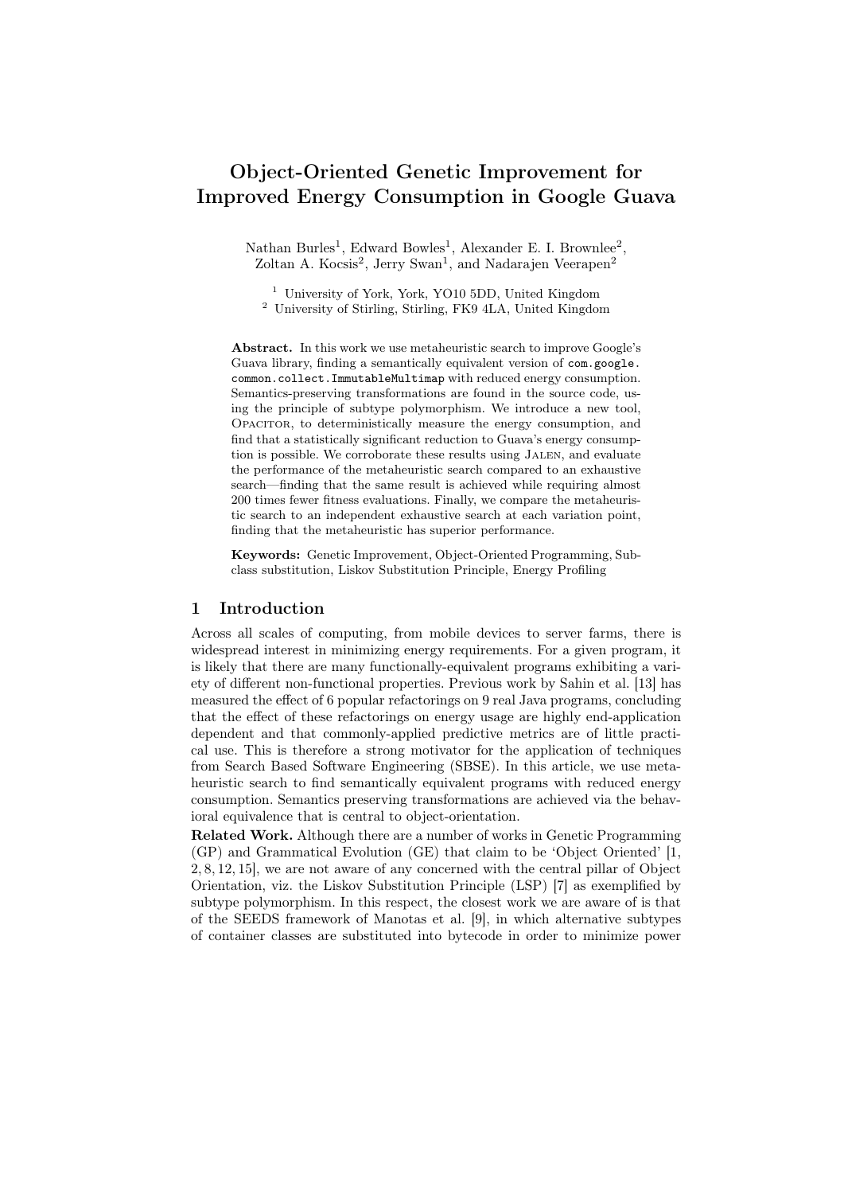# Object-Oriented Genetic Improvement for Improved Energy Consumption in Google Guava

Nathan Burles[1], Edward Bowles[1], Alexander E. I. Brownlee[2], Zoltan A. Kocsis[2], Jerry Swan[1], and Nadarajen Veerapen[2]

[1] University of York, York, YO10 5DD, United Kingdom
[2] University of Stirling, Stirling, FK9 4LA, United Kingdom

**Abstract.** In this work we use metaheuristic search to improve Google's Guava library, finding a semantically equivalent version of `com.google.common.collect.ImmutableMultimap` with reduced energy consumption. Semantics-preserving transformations are found in the source code, using the principle of subtype polymorphism. We introduce a new tool, Opacitor, to deterministically measure the energy consumption, and find that a statistically significant reduction to Guava's energy consumption is possible. We corroborate these results using Jalen, and evaluate the performance of the metaheuristic search compared to an exhaustive search—finding that the same result is achieved while requiring almost 200 times fewer fitness evaluations. Finally, we compare the metaheuristic search to an independent exhaustive search at each variation point, finding that the metaheuristic has superior performance.

**Keywords:** Genetic Improvement, Object-Oriented Programming, Subclass substitution, Liskov Substitution Principle, Energy Profiling

## 1 Introduction

Across all scales of computing, from mobile devices to server farms, there is widespread interest in minimizing energy requirements. For a given program, it is likely that there are many functionally-equivalent programs exhibiting a variety of different non-functional properties. Previous work by Sahin et al. [13] has measured the effect of 6 popular refactorings on 9 real Java programs, concluding that the effect of these refactorings on energy usage are highly end-application dependent and that commonly-applied predictive metrics are of little practical use. This is therefore a strong motivator for the application of techniques from Search Based Software Engineering (SBSE). In this article, we use metaheuristic search to find semantically equivalent programs with reduced energy consumption. Semantics preserving transformations are achieved via the behavioral equivalence that is central to object-orientation.

**Related Work.** Although there are a number of works in Genetic Programming (GP) and Grammatical Evolution (GE) that claim to be 'Object Oriented' [1, 2, 8, 12, 15], we are not aware of any concerned with the central pillar of Object Orientation, viz. the Liskov Substitution Principle (LSP) [7] as exemplified by subtype polymorphism. In this respect, the closest work we are aware of is that of the SEEDS framework of Manotas et al. [9], in which alternative subtypes of container classes are substituted into bytecode in order to minimize power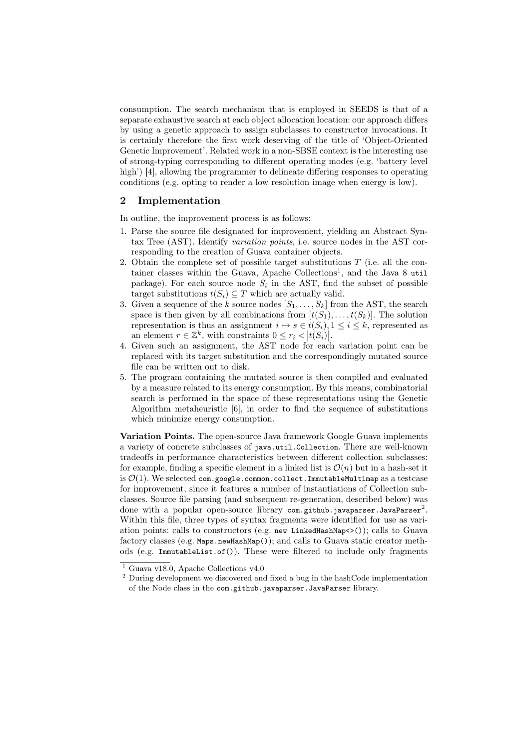consumption. The search mechanism that is employed in SEEDS is that of a separate exhaustive search at each object allocation location: our approach differs by using a genetic approach to assign subclasses to constructor invocations. It is certainly therefore the first work deserving of the title of 'Object-Oriented Genetic Improvement'. Related work in a non-SBSE context is the interesting use of strong-typing corresponding to different operating modes (e.g. 'battery level high') [4], allowing the programmer to delineate differing responses to operating conditions (e.g. opting to render a low resolution image when energy is low).

## 2 Implementation

In outline, the improvement process is as follows:

1. Parse the source file designated for improvement, yielding an Abstract Syntax Tree (AST). Identify *variation points*, i.e. source nodes in the AST corresponding to the creation of Guava container objects.
2. Obtain the complete set of possible target substitutions $T$ (i.e. all the container classes within the Guava, Apache Collections[1], and the Java 8 `util` package). For each source node $S_i$ in the AST, find the subset of possible target substitutions $t(S_i) \subseteq T$ which are actually valid.
3. Given a sequence of the $k$ source nodes $[S_1, \ldots, S_k]$ from the AST, the search space is then given by all combinations from $[t(S_1), \ldots, t(S_k)]$. The solution representation is thus an assignment $i \mapsto s \in t(S_i), 1 \leq i \leq k$, represented as an element $r \in \mathbb{Z}^k$, with constraints $0 \leq r_i < |t(S_i)|$.
4. Given such an assignment, the AST node for each variation point can be replaced with its target substitution and the correspondingly mutated source file can be written out to disk.
5. The program containing the mutated source is then compiled and evaluated by a measure related to its energy consumption. By this means, combinatorial search is performed in the space of these representations using the Genetic Algorithm metaheuristic [6], in order to find the sequence of substitutions which minimize energy consumption.

**Variation Points.** The open-source Java framework Google Guava implements a variety of concrete subclasses of `java.util.Collection`. There are well-known tradeoffs in performance characteristics between different collection subclasses: for example, finding a specific element in a linked list is $\mathcal{O}(n)$ but in a hash-set it is $\mathcal{O}(1)$. We selected `com.google.common.collect.ImmutableMultimap` as a testcase for improvement, since it features a number of instantiations of Collection subclasses. Source file parsing (and subsequent re-generation, described below) was done with a popular open-source library `com.github.javaparser.JavaParser`[2]. Within this file, three types of syntax fragments were identified for use as variation points: calls to constructors (e.g. `new LinkedHashMap<>()`); calls to Guava factory classes (e.g. `Maps.newHashMap()`); and calls to Guava static creator methods (e.g. `ImmutableList.of()`). These were filtered to include only fragments

[1] Guava v18.0, Apache Collections v4.0

[2] During development we discovered and fixed a bug in the hashCode implementation of the Node class in the `com.github.javaparser.JavaParser` library.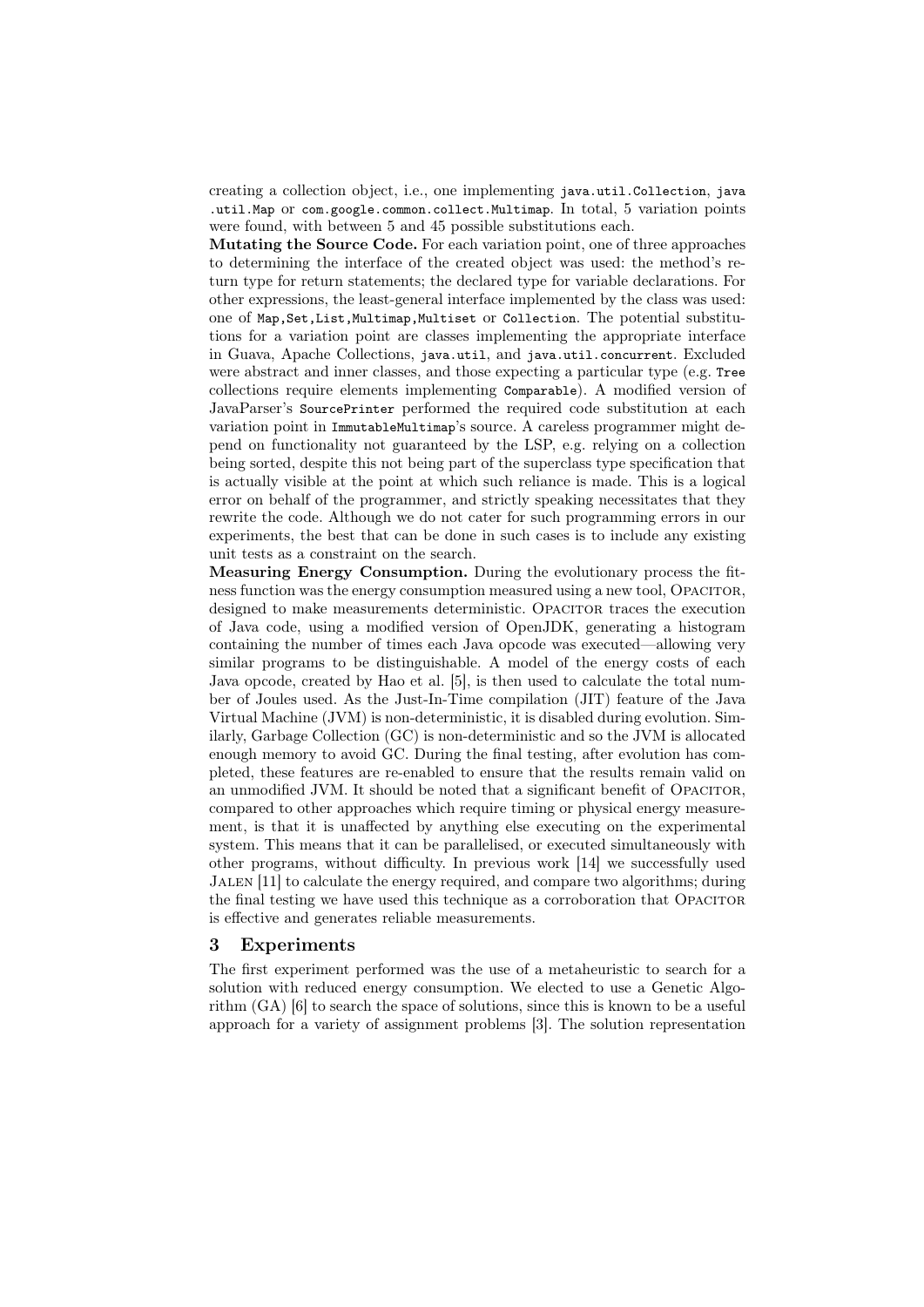creating a collection object, i.e., one implementing `java.util.Collection`, `java.util.Map` or `com.google.common.collect.Multimap`. In total, 5 variation points were found, with between 5 and 45 possible substitutions each.

**Mutating the Source Code.** For each variation point, one of three approaches to determining the interface of the created object was used: the method's return type for return statements; the declared type for variable declarations. For other expressions, the least-general interface implemented by the class was used: one of `Map`,`Set`,`List`,`Multimap`,`Multiset` or `Collection`. The potential substitutions for a variation point are classes implementing the appropriate interface in Guava, Apache Collections, `java.util`, and `java.util.concurrent`. Excluded were abstract and inner classes, and those expecting a particular type (e.g. `Tree` collections require elements implementing `Comparable`). A modified version of JavaParser's `SourcePrinter` performed the required code substitution at each variation point in `ImmutableMultimap`'s source. A careless programmer might depend on functionality not guaranteed by the LSP, e.g. relying on a collection being sorted, despite this not being part of the superclass type specification that is actually visible at the point at which such reliance is made. This is a logical error on behalf of the programmer, and strictly speaking necessitates that they rewrite the code. Although we do not cater for such programming errors in our experiments, the best that can be done in such cases is to include any existing unit tests as a constraint on the search.

**Measuring Energy Consumption.** During the evolutionary process the fitness function was the energy consumption measured using a new tool, Opacitor, designed to make measurements deterministic. Opacitor traces the execution of Java code, using a modified version of OpenJDK, generating a histogram containing the number of times each Java opcode was executed—allowing very similar programs to be distinguishable. A model of the energy costs of each Java opcode, created by Hao et al. [5], is then used to calculate the total number of Joules used. As the Just-In-Time compilation (JIT) feature of the Java Virtual Machine (JVM) is non-deterministic, it is disabled during evolution. Similarly, Garbage Collection (GC) is non-deterministic and so the JVM is allocated enough memory to avoid GC. During the final testing, after evolution has completed, these features are re-enabled to ensure that the results remain valid on an unmodified JVM. It should be noted that a significant benefit of Opacitor, compared to other approaches which require timing or physical energy measurement, is that it is unaffected by anything else executing on the experimental system. This means that it can be parallelised, or executed simultaneously with other programs, without difficulty. In previous work [14] we successfully used Jalen [11] to calculate the energy required, and compare two algorithms; during the final testing we have used this technique as a corroboration that Opacitor is effective and generates reliable measurements.

## 3 Experiments

The first experiment performed was the use of a metaheuristic to search for a solution with reduced energy consumption. We elected to use a Genetic Algorithm (GA) [6] to search the space of solutions, since this is known to be a useful approach for a variety of assignment problems [3]. The solution representation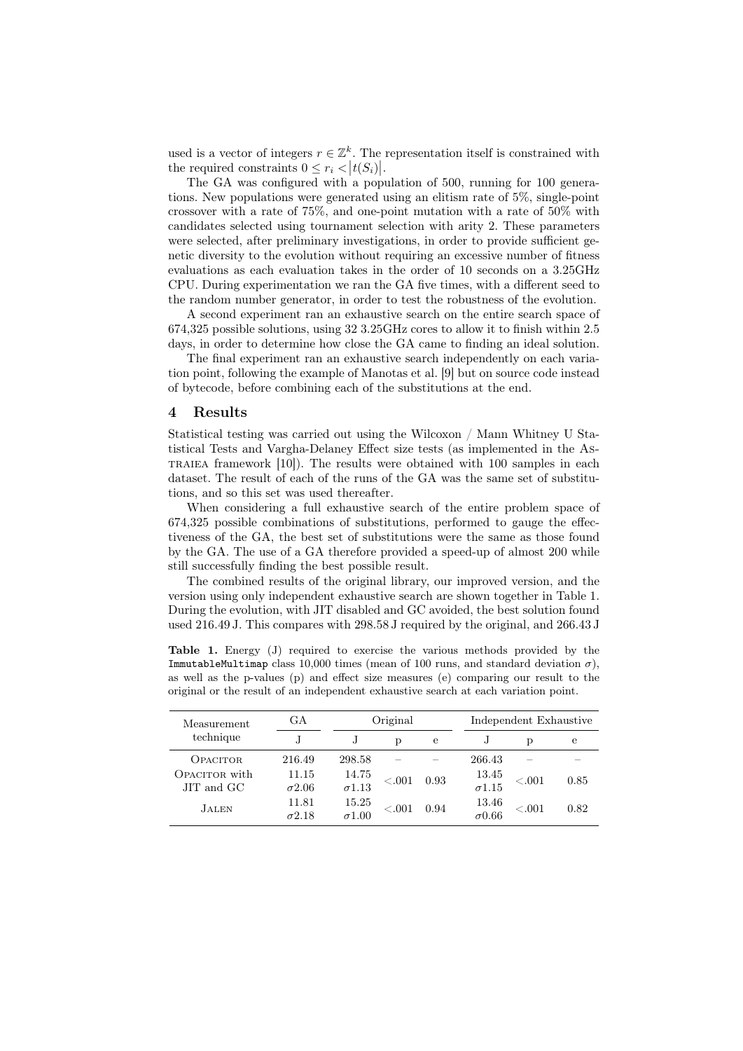used is a vector of integers $r \in \mathbb{Z}^k$. The representation itself is constrained with the required constraints $0 \leq r_i < |t(S_i)|$.

The GA was configured with a population of 500, running for 100 generations. New populations were generated using an elitism rate of 5%, single-point crossover with a rate of 75%, and one-point mutation with a rate of 50% with candidates selected using tournament selection with arity 2. These parameters were selected, after preliminary investigations, in order to provide sufficient genetic diversity to the evolution without requiring an excessive number of fitness evaluations as each evaluation takes in the order of 10 seconds on a 3.25GHz CPU. During experimentation we ran the GA five times, with a different seed to the random number generator, in order to test the robustness of the evolution.

A second experiment ran an exhaustive search on the entire search space of 674,325 possible solutions, using 32 3.25GHz cores to allow it to finish within 2.5 days, in order to determine how close the GA came to finding an ideal solution.

The final experiment ran an exhaustive search independently on each variation point, following the example of Manotas et al. [9] but on source code instead of bytecode, before combining each of the substitutions at the end.

## 4 Results

Statistical testing was carried out using the Wilcoxon / Mann Whitney U Statistical Tests and Vargha-Delaney Effect size tests (as implemented in the Astraiea framework [10]). The results were obtained with 100 samples in each dataset. The result of each of the runs of the GA was the same set of substitutions, and so this set was used thereafter.

When considering a full exhaustive search of the entire problem space of 674,325 possible combinations of substitutions, performed to gauge the effectiveness of the GA, the best set of substitutions were the same as those found by the GA. The use of a GA therefore provided a speed-up of almost 200 while still successfully finding the best possible result.

The combined results of the original library, our improved version, and the version using only independent exhaustive search are shown together in Table 1. During the evolution, with JIT disabled and GC avoided, the best solution found used 216.49 J. This compares with 298.58 J required by the original, and 266.43 J

**Table 1.** Energy (J) required to exercise the various methods provided by the `ImmutableMultimap` class 10,000 times (mean of 100 runs, and standard deviation $\sigma$), as well as the p-values (p) and effect size measures (e) comparing our result to the original or the result of an independent exhaustive search at each variation point.

| Measurement technique | GA | Original | | | Independent Exhaustive | | |
|---|---|---|---|---|---|---|---|
| | J | J | p | e | J | p | e |
| Opacitor | 216.49 | 298.58 | – | – | 266.43 | – | – |
| Opacitor with JIT and GC | 11.15 $\sigma$2.06 | 14.75 $\sigma$1.13 | <.001 | 0.93 | 13.45 $\sigma$1.15 | <.001 | 0.85 |
| Jalen | 11.81 $\sigma$2.18 | 15.25 $\sigma$1.00 | <.001 | 0.94 | 13.46 $\sigma$0.66 | <.001 | 0.82 |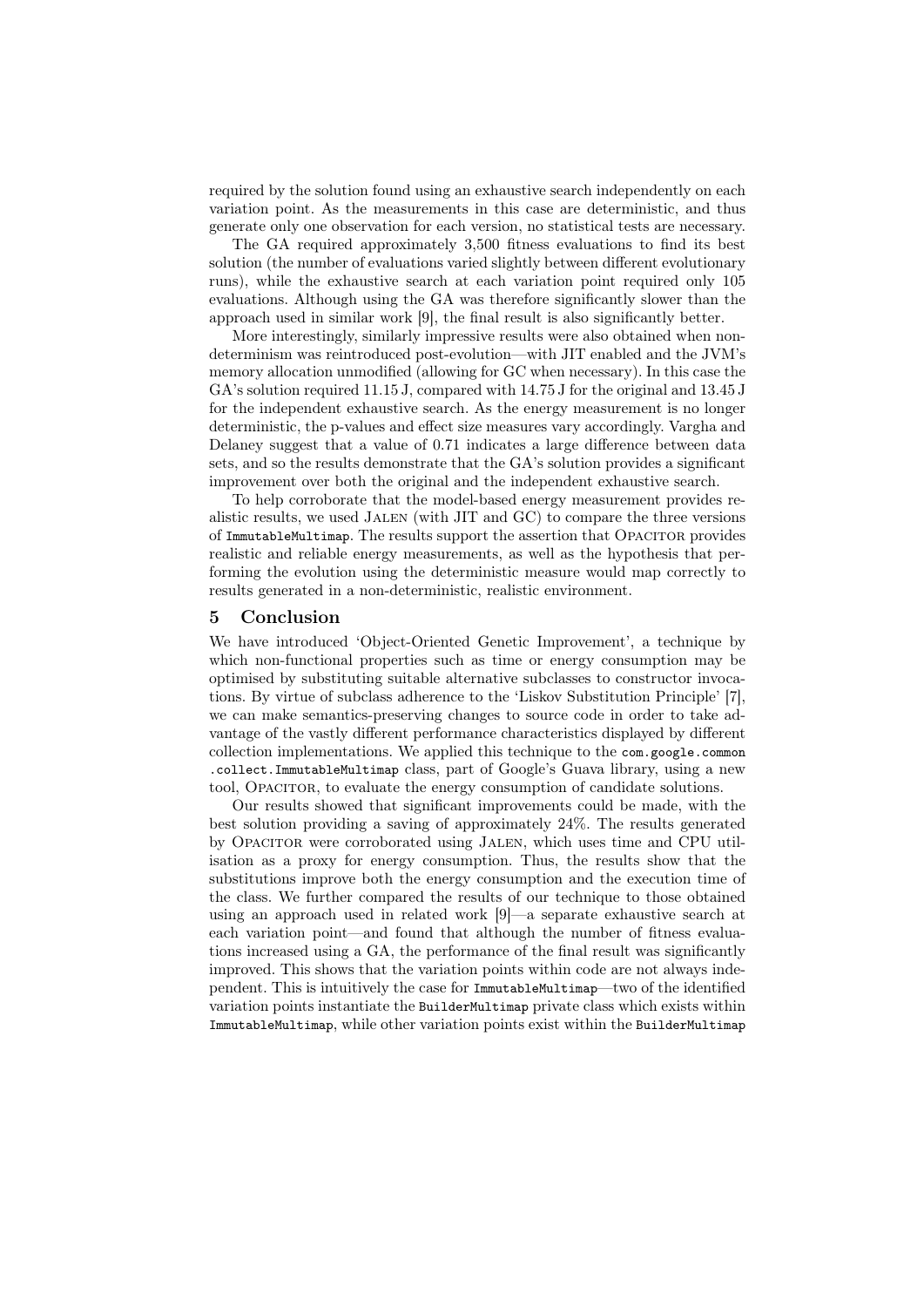required by the solution found using an exhaustive search independently on each variation point. As the measurements in this case are deterministic, and thus generate only one observation for each version, no statistical tests are necessary.

The GA required approximately 3,500 fitness evaluations to find its best solution (the number of evaluations varied slightly between different evolutionary runs), while the exhaustive search at each variation point required only 105 evaluations. Although using the GA was therefore significantly slower than the approach used in similar work [9], the final result is also significantly better.

More interestingly, similarly impressive results were also obtained when non-determinism was reintroduced post-evolution—with JIT enabled and the JVM's memory allocation unmodified (allowing for GC when necessary). In this case the GA's solution required 11.15 J, compared with 14.75 J for the original and 13.45 J for the independent exhaustive search. As the energy measurement is no longer deterministic, the p-values and effect size measures vary accordingly. Vargha and Delaney suggest that a value of 0.71 indicates a large difference between data sets, and so the results demonstrate that the GA's solution provides a significant improvement over both the original and the independent exhaustive search.

To help corroborate that the model-based energy measurement provides realistic results, we used Jalen (with JIT and GC) to compare the three versions of `ImmutableMultimap`. The results support the assertion that Opacitor provides realistic and reliable energy measurements, as well as the hypothesis that performing the evolution using the deterministic measure would map correctly to results generated in a non-deterministic, realistic environment.

## 5 Conclusion

We have introduced 'Object-Oriented Genetic Improvement', a technique by which non-functional properties such as time or energy consumption may be optimised by substituting suitable alternative subclasses to constructor invocations. By virtue of subclass adherence to the 'Liskov Substitution Principle' [7], we can make semantics-preserving changes to source code in order to take advantage of the vastly different performance characteristics displayed by different collection implementations. We applied this technique to the `com.google.common.collect.ImmutableMultimap` class, part of Google's Guava library, using a new tool, Opacitor, to evaluate the energy consumption of candidate solutions.

Our results showed that significant improvements could be made, with the best solution providing a saving of approximately 24%. The results generated by Opacitor were corroborated using Jalen, which uses time and CPU utilisation as a proxy for energy consumption. Thus, the results show that the substitutions improve both the energy consumption and the execution time of the class. We further compared the results of our technique to those obtained using an approach used in related work [9]—a separate exhaustive search at each variation point—and found that although the number of fitness evaluations increased using a GA, the performance of the final result was significantly improved. This shows that the variation points within code are not always independent. This is intuitively the case for `ImmutableMultimap`—two of the identified variation points instantiate the `BuilderMultimap` private class which exists within `ImmutableMultimap`, while other variation points exist within the `BuilderMultimap`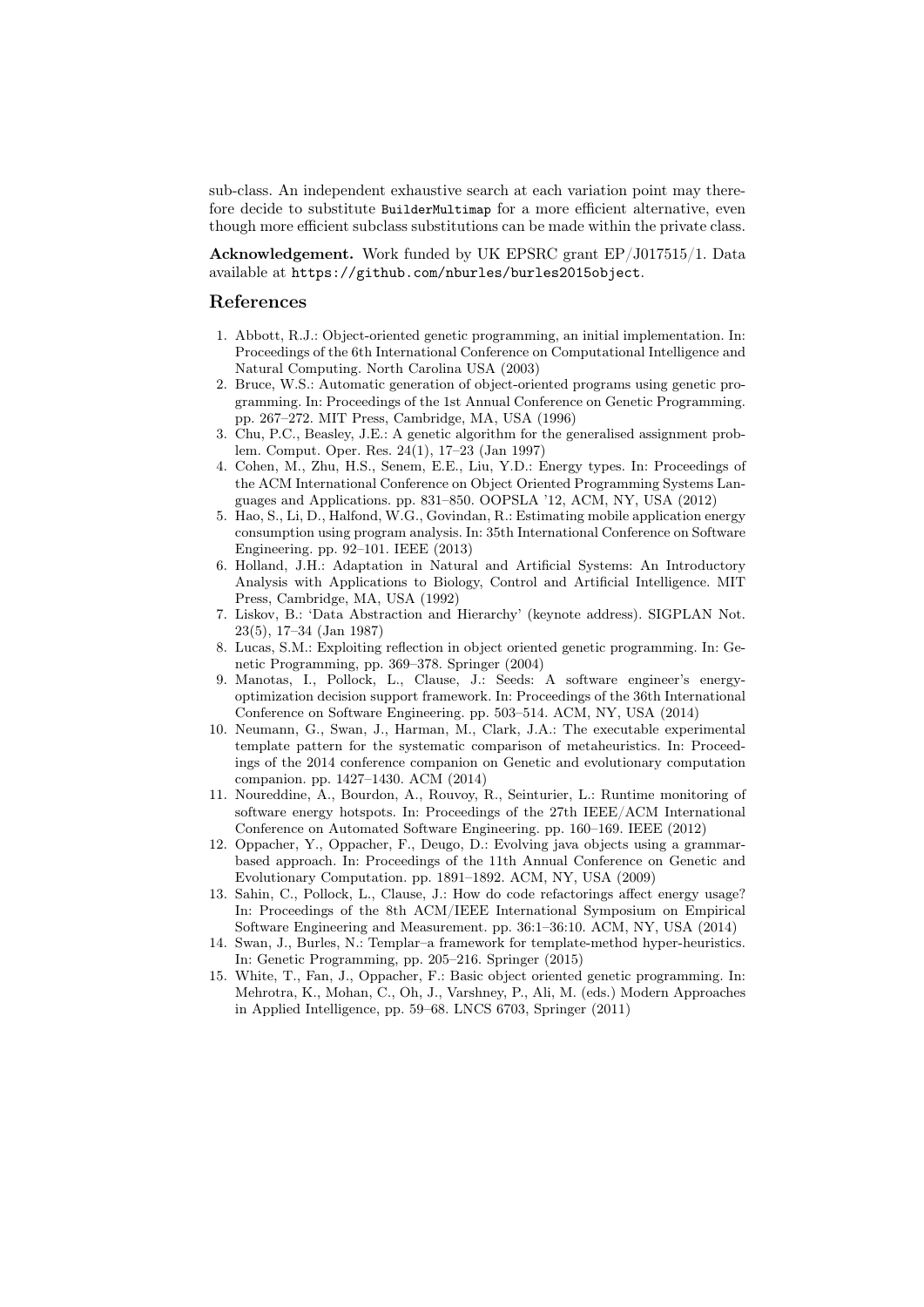sub-class. An independent exhaustive search at each variation point may therefore decide to substitute `BuilderMultimap` for a more efficient alternative, even though more efficient subclass substitutions can be made within the private class.

**Acknowledgement.** Work funded by UK EPSRC grant EP/J017515/1. Data available at `https://github.com/nburles/burles2015object`.

## References

1. Abbott, R.J.: Object-oriented genetic programming, an initial implementation. In: Proceedings of the 6th International Conference on Computational Intelligence and Natural Computing. North Carolina USA (2003)
2. Bruce, W.S.: Automatic generation of object-oriented programs using genetic programming. In: Proceedings of the 1st Annual Conference on Genetic Programming. pp. 267–272. MIT Press, Cambridge, MA, USA (1996)
3. Chu, P.C., Beasley, J.E.: A genetic algorithm for the generalised assignment problem. Comput. Oper. Res. 24(1), 17–23 (Jan 1997)
4. Cohen, M., Zhu, H.S., Senem, E.E., Liu, Y.D.: Energy types. In: Proceedings of the ACM International Conference on Object Oriented Programming Systems Languages and Applications. pp. 831–850. OOPSLA '12, ACM, NY, USA (2012)
5. Hao, S., Li, D., Halfond, W.G., Govindan, R.: Estimating mobile application energy consumption using program analysis. In: 35th International Conference on Software Engineering. pp. 92–101. IEEE (2013)
6. Holland, J.H.: Adaptation in Natural and Artificial Systems: An Introductory Analysis with Applications to Biology, Control and Artificial Intelligence. MIT Press, Cambridge, MA, USA (1992)
7. Liskov, B.: 'Data Abstraction and Hierarchy' (keynote address). SIGPLAN Not. 23(5), 17–34 (Jan 1987)
8. Lucas, S.M.: Exploiting reflection in object oriented genetic programming. In: Genetic Programming, pp. 369–378. Springer (2004)
9. Manotas, I., Pollock, L., Clause, J.: Seeds: A software engineer's energy-optimization decision support framework. In: Proceedings of the 36th International Conference on Software Engineering. pp. 503–514. ACM, NY, USA (2014)
10. Neumann, G., Swan, J., Harman, M., Clark, J.A.: The executable experimental template pattern for the systematic comparison of metaheuristics. In: Proceedings of the 2014 conference companion on Genetic and evolutionary computation companion. pp. 1427–1430. ACM (2014)
11. Noureddine, A., Bourdon, A., Rouvoy, R., Seinturier, L.: Runtime monitoring of software energy hotspots. In: Proceedings of the 27th IEEE/ACM International Conference on Automated Software Engineering. pp. 160–169. IEEE (2012)
12. Oppacher, Y., Oppacher, F., Deugo, D.: Evolving java objects using a grammar-based approach. In: Proceedings of the 11th Annual Conference on Genetic and Evolutionary Computation. pp. 1891–1892. ACM, NY, USA (2009)
13. Sahin, C., Pollock, L., Clause, J.: How do code refactorings affect energy usage? In: Proceedings of the 8th ACM/IEEE International Symposium on Empirical Software Engineering and Measurement. pp. 36:1–36:10. ACM, NY, USA (2014)
14. Swan, J., Burles, N.: Templar–a framework for template-method hyper-heuristics. In: Genetic Programming, pp. 205–216. Springer (2015)
15. White, T., Fan, J., Oppacher, F.: Basic object oriented genetic programming. In: Mehrotra, K., Mohan, C., Oh, J., Varshney, P., Ali, M. (eds.) Modern Approaches in Applied Intelligence, pp. 59–68. LNCS 6703, Springer (2011)